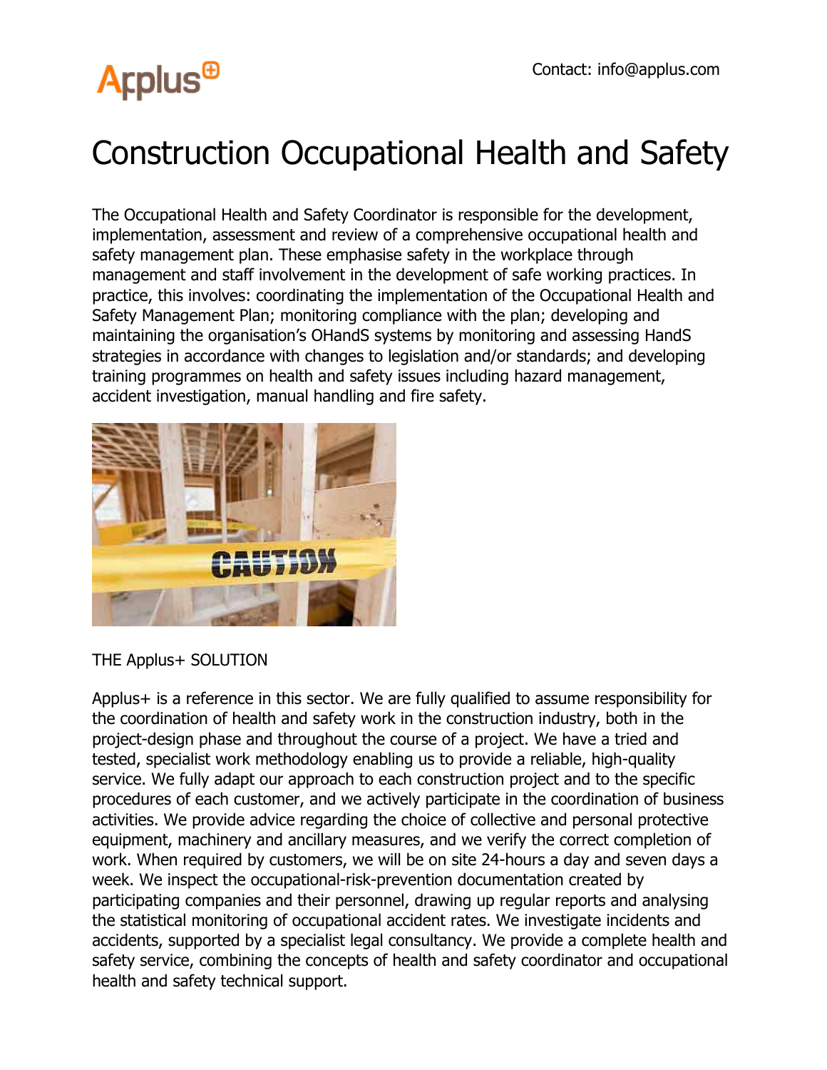Applus+

Contact: info@applus.com

# Construction Occupational Health and Safety

The Occupational Health and Safety Coordinator is responsible for the development, implementation, assessment and review of a comprehensive occupational health and safety management plan. These emphasise safety in the workplace through management and staff involvement in the development of safe working practices. In practice, this involves: coordinating the implementation of the Occupational Health and Safety Management Plan; monitoring compliance with the plan; developing and maintaining the organisation's OHandS systems by monitoring and assessing HandS strategies in accordance with changes to legislation and/or standards; and developing training programmes on health and safety issues including hazard management, accident investigation, manual handling and fire safety.

## THE Applus+ SOLUTION

Applus+ is a reference in this sector. We are fully qualified to assume responsibility for the coordination of health and safety work in the construction industry, both in the project-design phase and throughout the course of a project. We have a tried and tested, specialist work methodology enabling us to provide a reliable, high-quality service. We fully adapt our approach to each construction project and to the specific procedures of each customer, and we actively participate in the coordination of business activities. We provide advice regarding the choice of collective and personal protective equipment, machinery and ancillary measures, and we verify the correct completion of work. When required by customers, we will be on site 24-hours a day and seven days a week. We inspect the occupational-risk-prevention documentation created by participating companies and their personnel, drawing up regular reports and analysing the statistical monitoring of occupational accident rates. We investigate incidents and accidents, supported by a specialist legal consultancy. We provide a complete health and safety service, combining the concepts of health and safety coordinator and occupational health and safety technical support.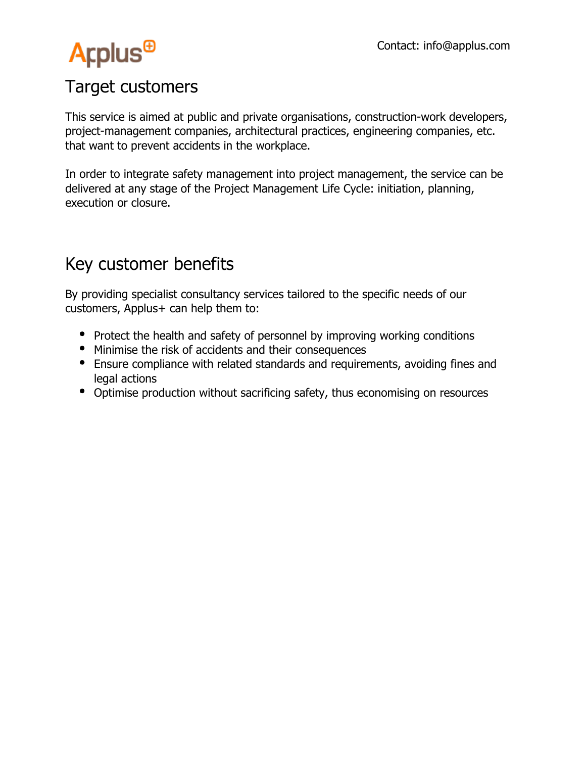## Target customers

This service is aimed at public and private organisations, construction-work developers, project-management companies, architectural practices, engineering companies, etc. that want to prevent accidents in the workplace.

In order to integrate safety management into project management, the service can be delivered at any stage of the Project Management Life Cycle: initiation, planning, execution or closure.

## Key customer benefits

By providing specialist consultancy services tailored to the specific needs of our customers, Applus+ can help them to:

- Protect the health and safety of personnel by improving working conditions
- Minimise the risk of accidents and their consequences
- Ensure compliance with related standards and requirements, avoiding fines and legal actions
- Optimise production without sacrificing safety, thus economising on resources